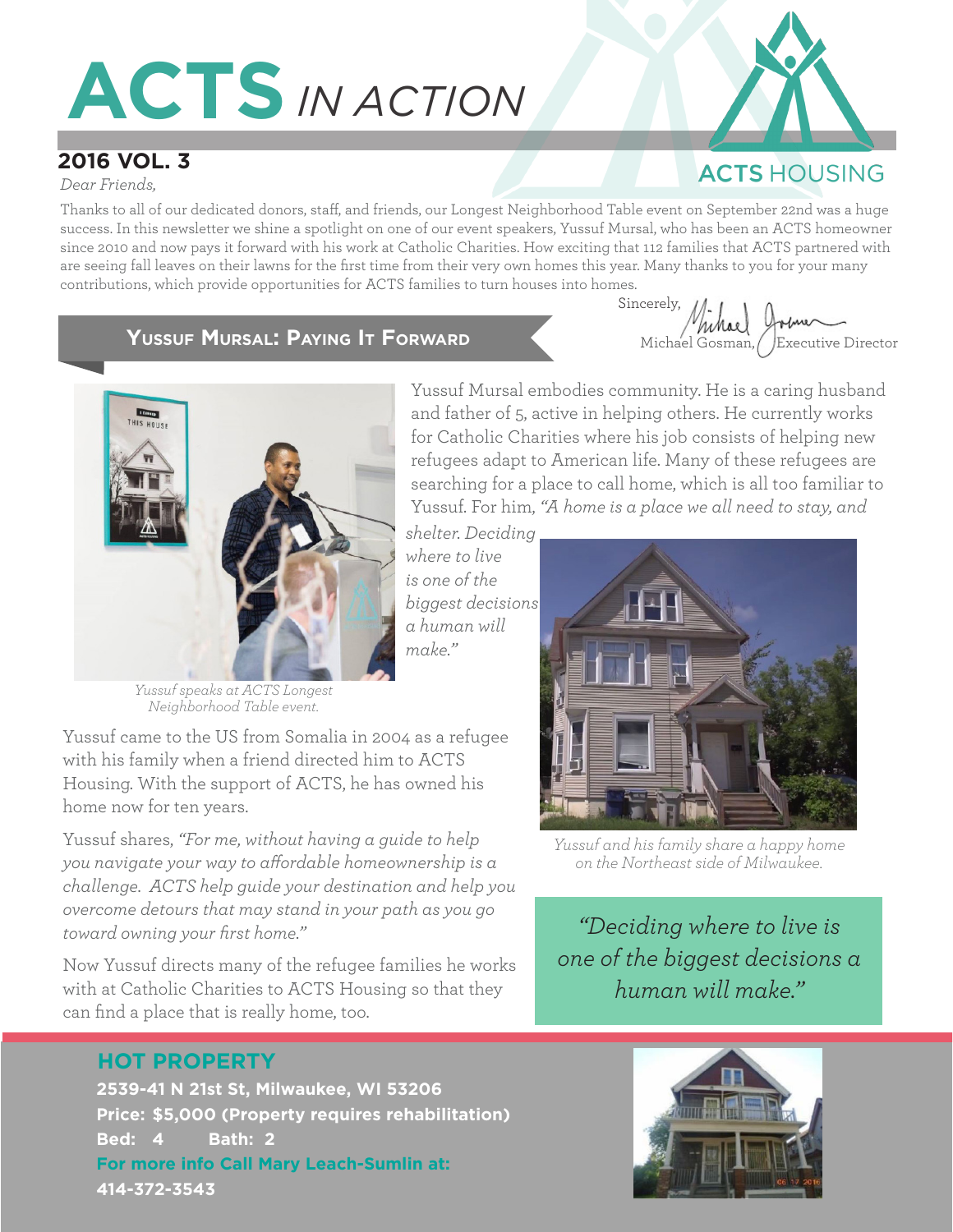# ACTS *IN ACTION*

ACTS HOUSING

## 2016 VOL. 3

*Dear Friends,*

Thanks to all of our dedicated donors, staff, and friends, our Longest Neighborhood Table event on September 22nd was a huge success. In this newsletter we shine a spotlight on one of our event speakers, Yussuf Mursal, who has been an ACTS homeowner since 2010 and now pays it forward with his work at Catholic Charities. How exciting that 112 families that ACTS partnered with are seeing fall leaves on their lawns for the first time from their very own homes this year. Many thanks to you for your many contributions, which provide opportunities for ACTS families to turn houses into homes.

Sincerely,

Michael Gosman, Executive Director

## Yussuf Mursal: Paying It Forward

Yussuf Mursal embodies community. He is a caring husband and father of 5, active in helping others. He currently works for Catholic Charities where his job consists of helping new refugees adapt to American life. Many of these refugees are searching for a place to call home, which is all too familiar to Yussuf. For him, *"A home is a place we all need to stay, and shelter. Deciding where to live is one of the biggest decisions a human will make."*

*Yussuf speaks at ACTS Longest Neighborhood Table event.*

Yussuf came to the US from Somalia in 2004 as a refugee with his family when a friend directed him to ACTS Housing. With the support of ACTS, he has owned his home now for ten years.

Yussuf shares, *"For me, without having a guide to help you navigate your way to affordable homeownership is a challenge. ACTS help guide your destination and help you overcome detours that may stand in your path as you go toward owning your first home."*

Now Yussuf directs many of the refugee families he works with at Catholic Charities to ACTS Housing so that they can find a place that is really home, too.

*Yussuf and his family share a happy home on the Northeast side of Milwaukee.*

> *"Deciding where to live is one of the biggest decisions a human will make."*

## HOT PROPERTY

**2539-41 N 21st St, Milwaukee, WI 53206**
**Price: $5,000 (Property requires rehabilitation)**
**Bed: 4 Bath: 2**
**For more info Call Mary Leach-Sumlin at:**
**414-372-3543**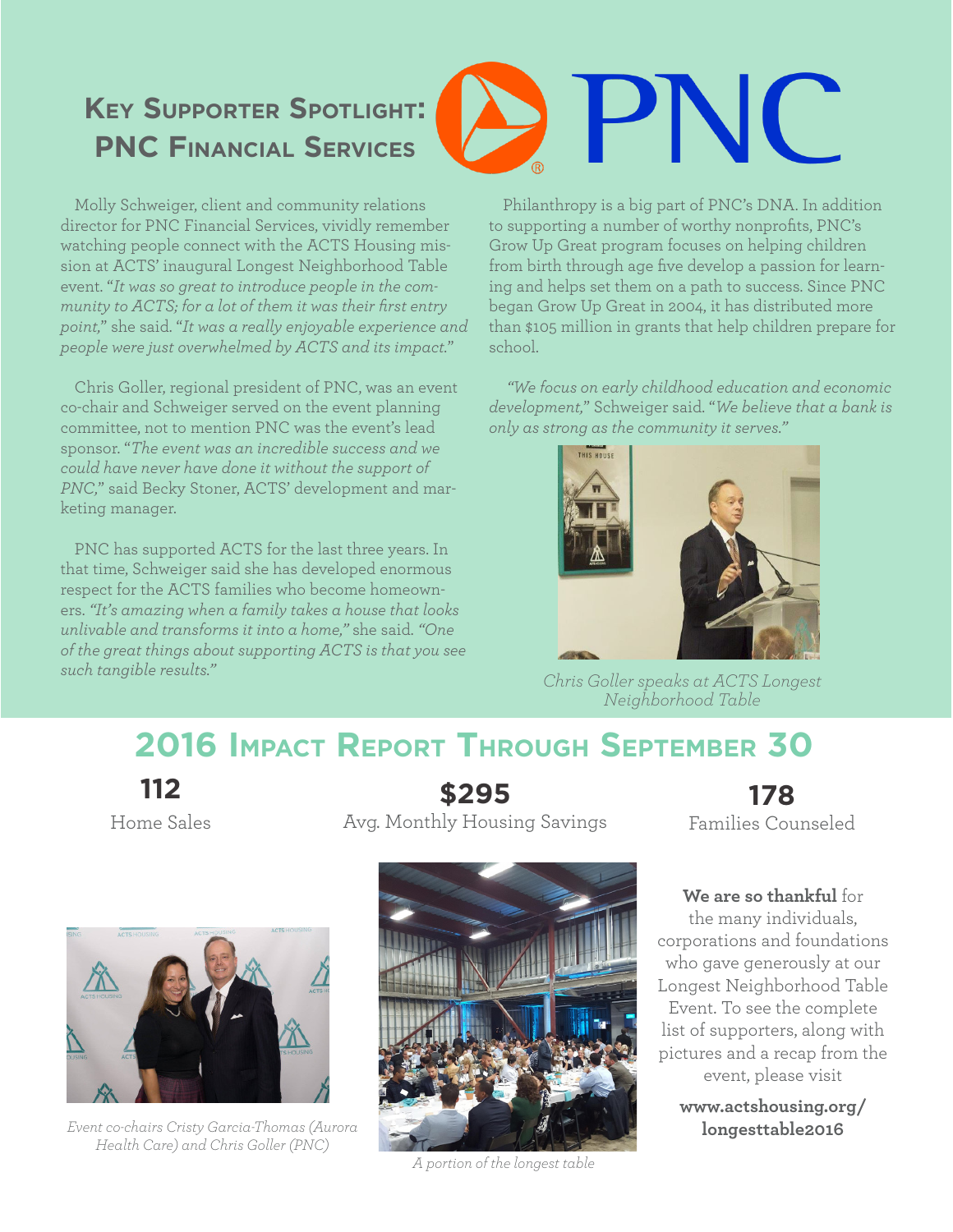# Key Supporter Spotlight: PNC Financial Services

Molly Schweiger, client and community relations director for PNC Financial Services, vividly remember watching people connect with the ACTS Housing mission at ACTS' inaugural Longest Neighborhood Table event. "*It was so great to introduce people in the community to ACTS; for a lot of them it was their first entry point,*" she said. "*It was a really enjoyable experience and people were just overwhelmed by ACTS and its impact.*"

Chris Goller, regional president of PNC, was an event co-chair and Schweiger served on the event planning committee, not to mention PNC was the event's lead sponsor. "*The event was an incredible success and we could have never have done it without the support of PNC,*" said Becky Stoner, ACTS' development and marketing manager.

PNC has supported ACTS for the last three years. In that time, Schweiger said she has developed enormous respect for the ACTS families who become homeowners. *"It's amazing when a family takes a house that looks unlivable and transforms it into a home,"* she said. *"One of the great things about supporting ACTS is that you see such tangible results."*

Philanthropy is a big part of PNC's DNA. In addition to supporting a number of worthy nonprofits, PNC's Grow Up Great program focuses on helping children from birth through age five develop a passion for learning and helps set them on a path to success. Since PNC began Grow Up Great in 2004, it has distributed more than $105 million in grants that help children prepare for school.

"*We focus on early childhood education and economic development,*" Schweiger said. "*We believe that a bank is only as strong as the community it serves.*"

*Chris Goller speaks at ACTS Longest Neighborhood Table*

## 2016 Impact Report Through September 30

**112**
Home Sales

**$295**
Avg. Monthly Housing Savings

**178**
Families Counseled

*Event co-chairs Cristy Garcia-Thomas (Aurora Health Care) and Chris Goller (PNC)*

*A portion of the longest table*

**We are so thankful** for the many individuals, corporations and foundations who gave generously at our Longest Neighborhood Table Event. To see the complete list of supporters, along with pictures and a recap from the event, please visit

**www.actshousing.org/longesttable2016**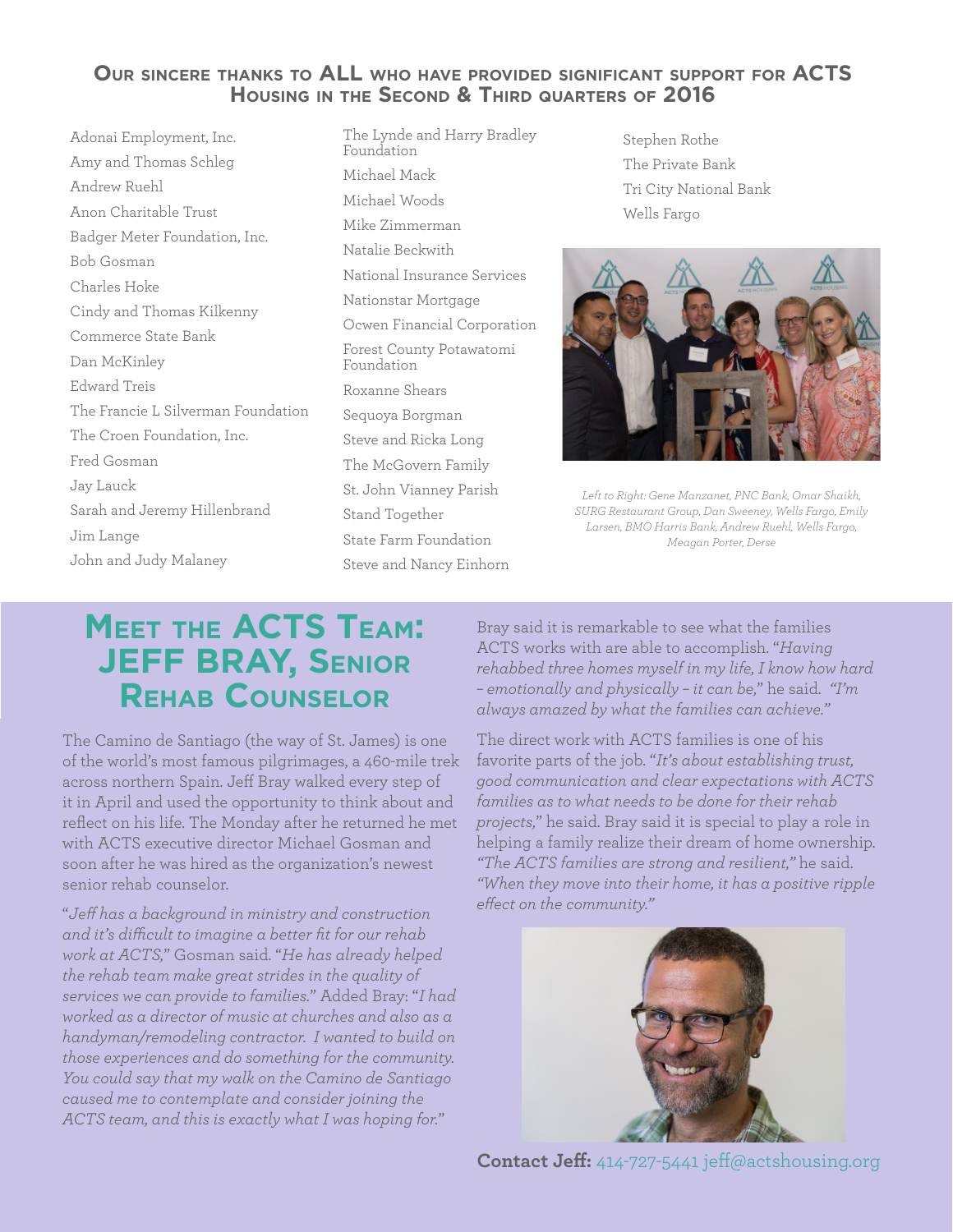## Our sincere thanks to ALL who have provided significant support for ACTS Housing in the Second & Third quarters of 2016

Adonai Employment, Inc.
Amy and Thomas Schleg
Andrew Ruehl
Anon Charitable Trust
Badger Meter Foundation, Inc.
Bob Gosman
Charles Hoke
Cindy and Thomas Kilkenny
Commerce State Bank
Dan McKinley
Edward Treis
The Francie L Silverman Foundation
The Croen Foundation, Inc.
Fred Gosman
Jay Lauck
Sarah and Jeremy Hillenbrand
Jim Lange
John and Judy Malaney
The Lynde and Harry Bradley Foundation
Michael Mack
Michael Woods
Mike Zimmerman
Natalie Beckwith
National Insurance Services
Nationstar Mortgage
Ocwen Financial Corporation
Forest County Potawatomi Foundation
Roxanne Shears
Sequoya Borgman
Steve and Ricka Long
The McGovern Family
St. John Vianney Parish
Stand Together
State Farm Foundation
Steve and Nancy Einhorn
Stephen Rothe
The Private Bank
Tri City National Bank
Wells Fargo

*Left to Right: Gene Manzanet, PNC Bank, Omar Shaikh, SURG Restaurant Group, Dan Sweeney, Wells Fargo, Emily Larsen, BMO Harris Bank, Andrew Ruehl, Wells Fargo, Meagan Porter, Derse*

## Meet the ACTS Team: JEFF BRAY, Senior Rehab Counselor

The Camino de Santiago (the way of St. James) is one of the world's most famous pilgrimages, a 460-mile trek across northern Spain. Jeff Bray walked every step of it in April and used the opportunity to think about and reflect on his life. The Monday after he returned he met with ACTS executive director Michael Gosman and soon after he was hired as the organization's newest senior rehab counselor.

*"Jeff has a background in ministry and construction and it's difficult to imagine a better fit for our rehab work at ACTS,"* Gosman said. *"He has already helped the rehab team make great strides in the quality of services we can provide to families."* Added Bray: *"I had worked as a director of music at churches and also as a handyman/remodeling contractor. I wanted to build on those experiences and do something for the community. You could say that my walk on the Camino de Santiago caused me to contemplate and consider joining the ACTS team, and this is exactly what I was hoping for."*

Bray said it is remarkable to see what the families ACTS works with are able to accomplish. *"Having rehabbed three homes myself in my life, I know how hard – emotionally and physically – it can be,"* he said. *"I'm always amazed by what the families can achieve."*

The direct work with ACTS families is one of his favorite parts of the job. *"It's about establishing trust, good communication and clear expectations with ACTS families as to what needs to be done for their rehab projects,"* he said. Bray said it is special to play a role in helping a family realize their dream of home ownership. *"The ACTS families are strong and resilient,"* he said. *"When they move into their home, it has a positive ripple effect on the community."*

**Contact Jeff:** 414-727-5441 jeff@actshousing.org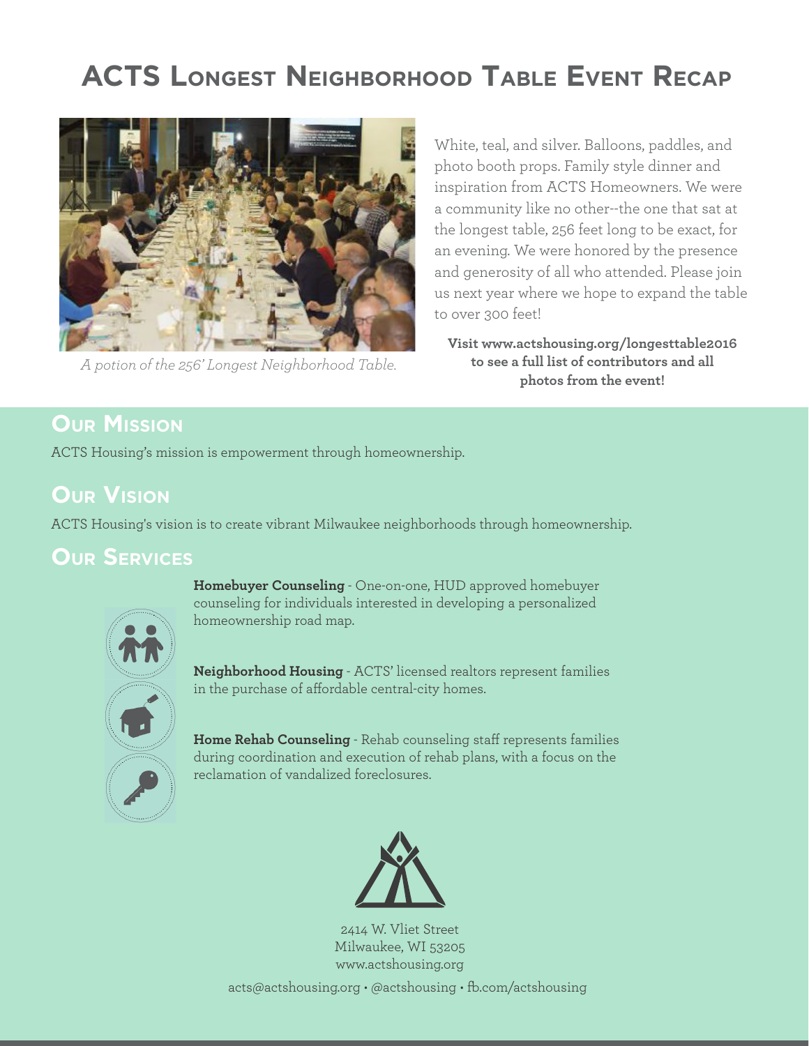# ACTS Longest Neighborhood Table Event Recap

*A potion of the 256' Longest Neighborhood Table.*

White, teal, and silver. Balloons, paddles, and photo booth props. Family style dinner and inspiration from ACTS Homeowners. We were a community like no other--the one that sat at the longest table, 256 feet long to be exact, for an evening. We were honored by the presence and generosity of all who attended. Please join us next year where we hope to expand the table to over 300 feet!

**Visit www.actshousing.org/longesttable2016 to see a full list of contributors and all photos from the event!**

## Our Mission

ACTS Housing's mission is empowerment through homeownership.

## Our Vision

ACTS Housing's vision is to create vibrant Milwaukee neighborhoods through homeownership.

## Our Services

**Homebuyer Counseling** - One-on-one, HUD approved homebuyer counseling for individuals interested in developing a personalized homeownership road map.

**Neighborhood Housing** - ACTS' licensed realtors represent families in the purchase of affordable central-city homes.

**Home Rehab Counseling** - Rehab counseling staff represents families during coordination and execution of rehab plans, with a focus on the reclamation of vandalized foreclosures.

2414 W. Vliet Street
Milwaukee, WI 53205
www.actshousing.org

acts@actshousing.org • @actshousing • fb.com/actshousing